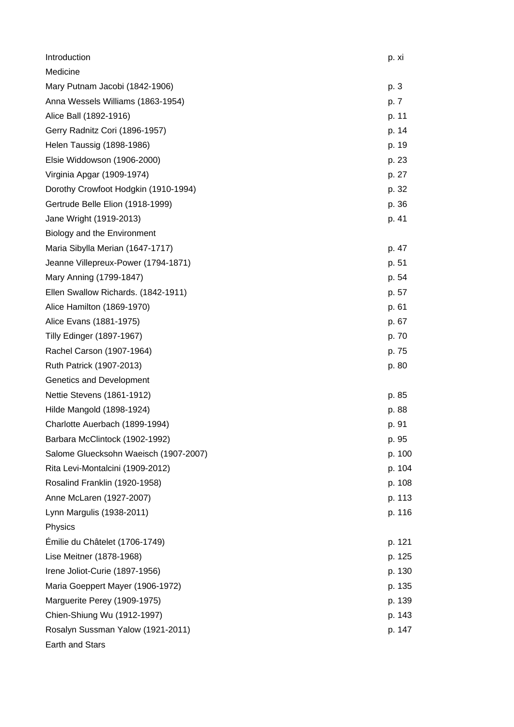| | |
|---|---|
| Introduction | p. xi |
| Medicine | |
| Mary Putnam Jacobi (1842-1906) | p. 3 |
| Anna Wessels Williams (1863-1954) | p. 7 |
| Alice Ball (1892-1916) | p. 11 |
| Gerry Radnitz Cori (1896-1957) | p. 14 |
| Helen Taussig (1898-1986) | p. 19 |
| Elsie Widdowson (1906-2000) | p. 23 |
| Virginia Apgar (1909-1974) | p. 27 |
| Dorothy Crowfoot Hodgkin (1910-1994) | p. 32 |
| Gertrude Belle Elion (1918-1999) | p. 36 |
| Jane Wright (1919-2013) | p. 41 |
| Biology and the Environment | |
| Maria Sibylla Merian (1647-1717) | p. 47 |
| Jeanne Villepreux-Power (1794-1871) | p. 51 |
| Mary Anning (1799-1847) | p. 54 |
| Ellen Swallow Richards. (1842-1911) | p. 57 |
| Alice Hamilton (1869-1970) | p. 61 |
| Alice Evans (1881-1975) | p. 67 |
| Tilly Edinger (1897-1967) | p. 70 |
| Rachel Carson (1907-1964) | p. 75 |
| Ruth Patrick (1907-2013) | p. 80 |
| Genetics and Development | |
| Nettie Stevens (1861-1912) | p. 85 |
| Hilde Mangold (1898-1924) | p. 88 |
| Charlotte Auerbach (1899-1994) | p. 91 |
| Barbara McClintock (1902-1992) | p. 95 |
| Salome Gluecksohn Waeisch (1907-2007) | p. 100 |
| Rita Levi-Montalcini (1909-2012) | p. 104 |
| Rosalind Franklin (1920-1958) | p. 108 |
| Anne McLaren (1927-2007) | p. 113 |
| Lynn Margulis (1938-2011) | p. 116 |
| Physics | |
| Émilie du Châtelet (1706-1749) | p. 121 |
| Lise Meitner (1878-1968) | p. 125 |
| Irene Joliot-Curie (1897-1956) | p. 130 |
| Maria Goeppert Mayer (1906-1972) | p. 135 |
| Marguerite Perey (1909-1975) | p. 139 |
| Chien-Shiung Wu (1912-1997) | p. 143 |
| Rosalyn Sussman Yalow (1921-2011) | p. 147 |
| Earth and Stars | |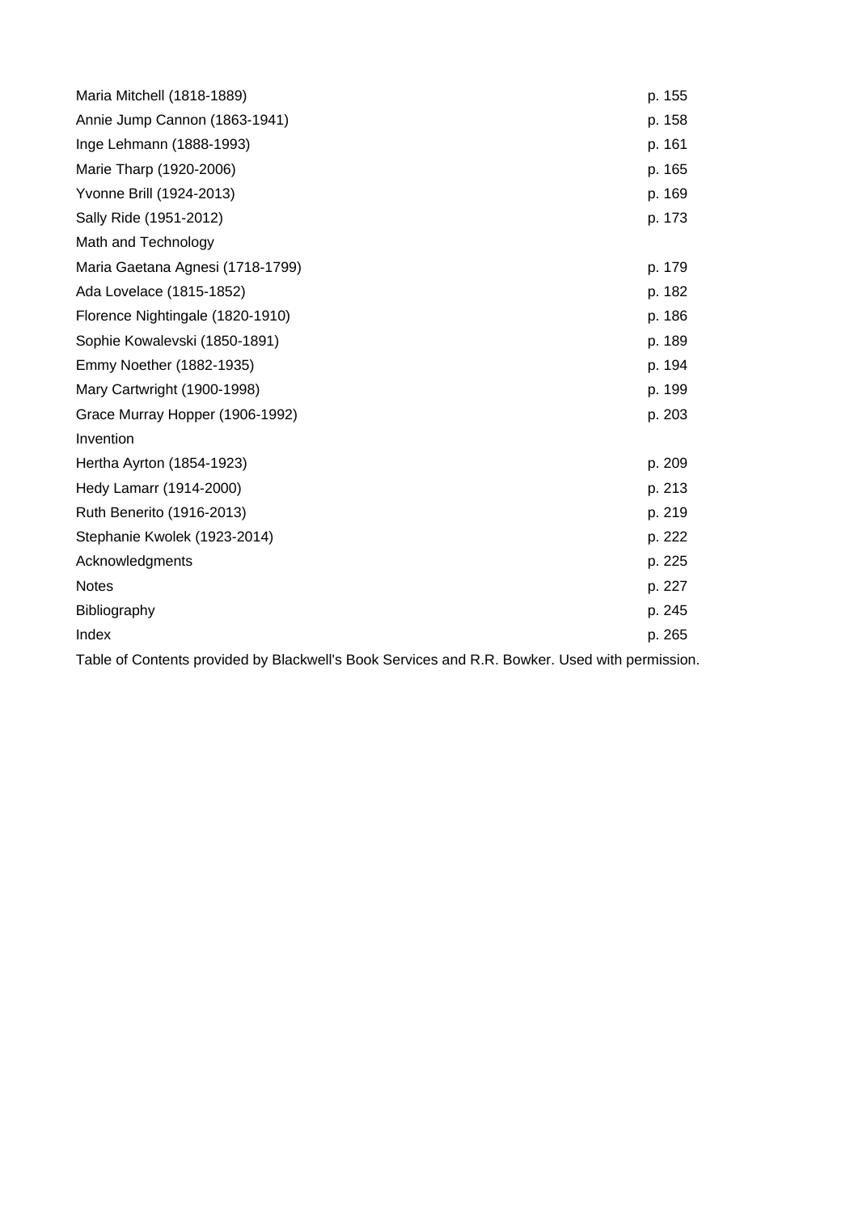| | |
|---|---|
| Maria Mitchell (1818-1889) | p. 155 |
| Annie Jump Cannon (1863-1941) | p. 158 |
| Inge Lehmann (1888-1993) | p. 161 |
| Marie Tharp (1920-2006) | p. 165 |
| Yvonne Brill (1924-2013) | p. 169 |
| Sally Ride (1951-2012) | p. 173 |
| Math and Technology | |
| Maria Gaetana Agnesi (1718-1799) | p. 179 |
| Ada Lovelace (1815-1852) | p. 182 |
| Florence Nightingale (1820-1910) | p. 186 |
| Sophie Kowalevski (1850-1891) | p. 189 |
| Emmy Noether (1882-1935) | p. 194 |
| Mary Cartwright (1900-1998) | p. 199 |
| Grace Murray Hopper (1906-1992) | p. 203 |
| Invention | |
| Hertha Ayrton (1854-1923) | p. 209 |
| Hedy Lamarr (1914-2000) | p. 213 |
| Ruth Benerito (1916-2013) | p. 219 |
| Stephanie Kwolek (1923-2014) | p. 222 |
| Acknowledgments | p. 225 |
| Notes | p. 227 |
| Bibliography | p. 245 |
| Index | p. 265 |

Table of Contents provided by Blackwell's Book Services and R.R. Bowker. Used with permission.